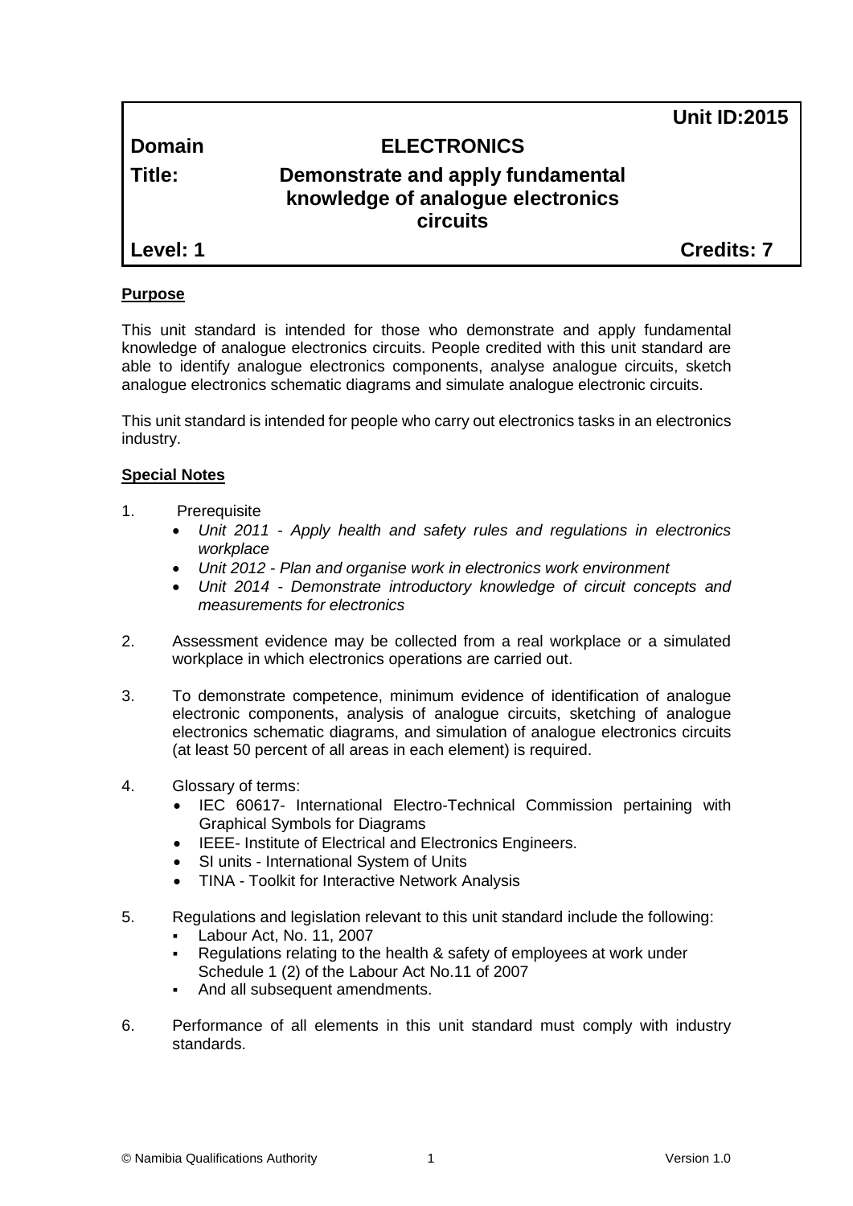| | | Unit ID:2015 |
|---|---|---|
| **Domain** | **ELECTRONICS** | |
| **Title:** | **Demonstrate and apply fundamental knowledge of analogue electronics circuits** | |
| **Level: 1** | | **Credits: 7** |

## Purpose

This unit standard is intended for those who demonstrate and apply fundamental knowledge of analogue electronics circuits. People credited with this unit standard are able to identify analogue electronics components, analyse analogue circuits, sketch analogue electronics schematic diagrams and simulate analogue electronic circuits.

This unit standard is intended for people who carry out electronics tasks in an electronics industry.

## Special Notes

1. Prerequisite
   - *Unit 2011 - Apply health and safety rules and regulations in electronics workplace*
   - *Unit 2012 - Plan and organise work in electronics work environment*
   - *Unit 2014 - Demonstrate introductory knowledge of circuit concepts and measurements for electronics*

2. Assessment evidence may be collected from a real workplace or a simulated workplace in which electronics operations are carried out.

3. To demonstrate competence, minimum evidence of identification of analogue electronic components, analysis of analogue circuits, sketching of analogue electronics schematic diagrams, and simulation of analogue electronics circuits (at least 50 percent of all areas in each element) is required.

4. Glossary of terms:
   - IEC 60617- International Electro-Technical Commission pertaining with Graphical Symbols for Diagrams
   - IEEE- Institute of Electrical and Electronics Engineers.
   - SI units - International System of Units
   - TINA - Toolkit for Interactive Network Analysis

5. Regulations and legislation relevant to this unit standard include the following:
   - Labour Act, No. 11, 2007
   - Regulations relating to the health & safety of employees at work under Schedule 1 (2) of the Labour Act No.11 of 2007
   - And all subsequent amendments.

6. Performance of all elements in this unit standard must comply with industry standards.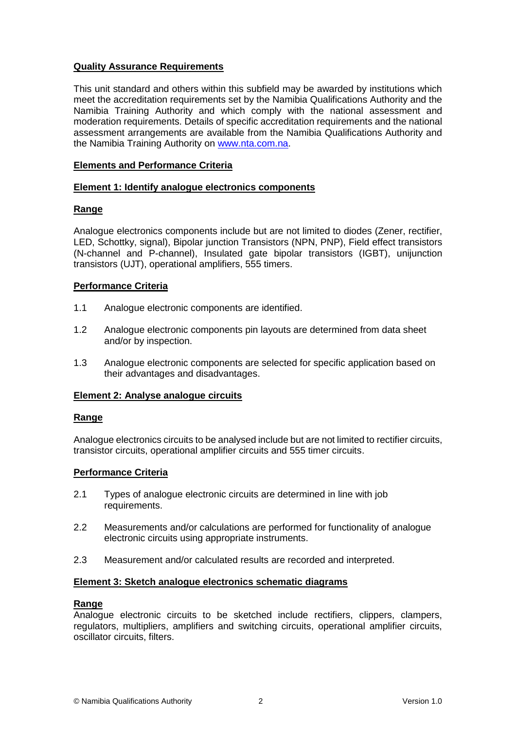## Quality Assurance Requirements

This unit standard and others within this subfield may be awarded by institutions which meet the accreditation requirements set by the Namibia Qualifications Authority and the Namibia Training Authority and which comply with the national assessment and moderation requirements. Details of specific accreditation requirements and the national assessment arrangements are available from the Namibia Qualifications Authority and the Namibia Training Authority on [www.nta.com.na](http://www.nta.com.na).

## Elements and Performance Criteria

### Element 1: Identify analogue electronics components

#### Range

Analogue electronics components include but are not limited to diodes (Zener, rectifier, LED, Schottky, signal), Bipolar junction Transistors (NPN, PNP), Field effect transistors (N-channel and P-channel), Insulated gate bipolar transistors (IGBT), unijunction transistors (UJT), operational amplifiers, 555 timers.

#### Performance Criteria

1.1 Analogue electronic components are identified.

1.2 Analogue electronic components pin layouts are determined from data sheet and/or by inspection.

1.3 Analogue electronic components are selected for specific application based on their advantages and disadvantages.

### Element 2: Analyse analogue circuits

#### Range

Analogue electronics circuits to be analysed include but are not limited to rectifier circuits, transistor circuits, operational amplifier circuits and 555 timer circuits.

#### Performance Criteria

2.1 Types of analogue electronic circuits are determined in line with job requirements.

2.2 Measurements and/or calculations are performed for functionality of analogue electronic circuits using appropriate instruments.

2.3 Measurement and/or calculated results are recorded and interpreted.

### Element 3: Sketch analogue electronics schematic diagrams

#### Range

Analogue electronic circuits to be sketched include rectifiers, clippers, clampers, regulators, multipliers, amplifiers and switching circuits, operational amplifier circuits, oscillator circuits, filters.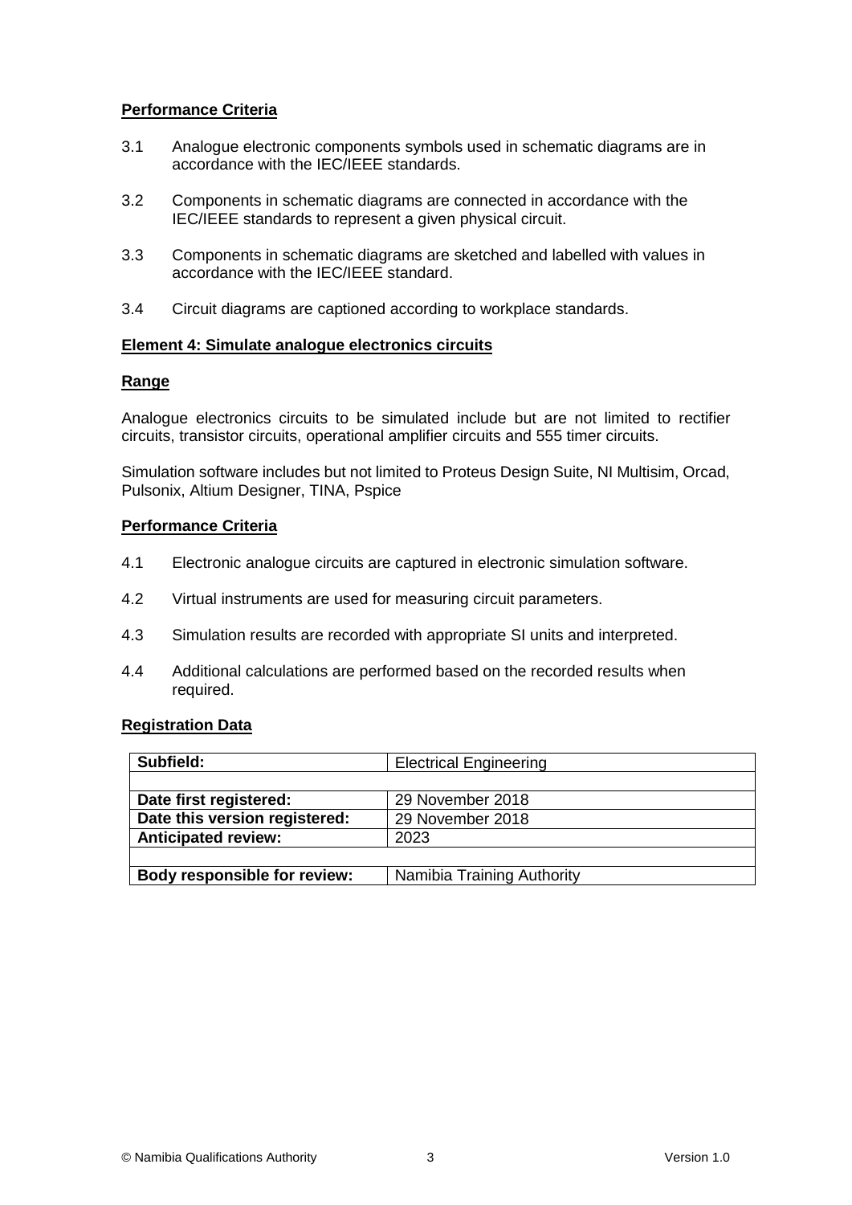**Performance Criteria**

3.1 Analogue electronic components symbols used in schematic diagrams are in accordance with the IEC/IEEE standards.

3.2 Components in schematic diagrams are connected in accordance with the IEC/IEEE standards to represent a given physical circuit.

3.3 Components in schematic diagrams are sketched and labelled with values in accordance with the IEC/IEEE standard.

3.4 Circuit diagrams are captioned according to workplace standards.

**Element 4: Simulate analogue electronics circuits**

**Range**

Analogue electronics circuits to be simulated include but are not limited to rectifier circuits, transistor circuits, operational amplifier circuits and 555 timer circuits.

Simulation software includes but not limited to Proteus Design Suite, NI Multisim, Orcad, Pulsonix, Altium Designer, TINA, Pspice

**Performance Criteria**

4.1 Electronic analogue circuits are captured in electronic simulation software.

4.2 Virtual instruments are used for measuring circuit parameters.

4.3 Simulation results are recorded with appropriate SI units and interpreted.

4.4 Additional calculations are performed based on the recorded results when required.

**Registration Data**

| | |
|---|---|
| **Subfield:** | Electrical Engineering |
| | |
| **Date first registered:** | 29 November 2018 |
| **Date this version registered:** | 29 November 2018 |
| **Anticipated review:** | 2023 |
| | |
| **Body responsible for review:** | Namibia Training Authority |